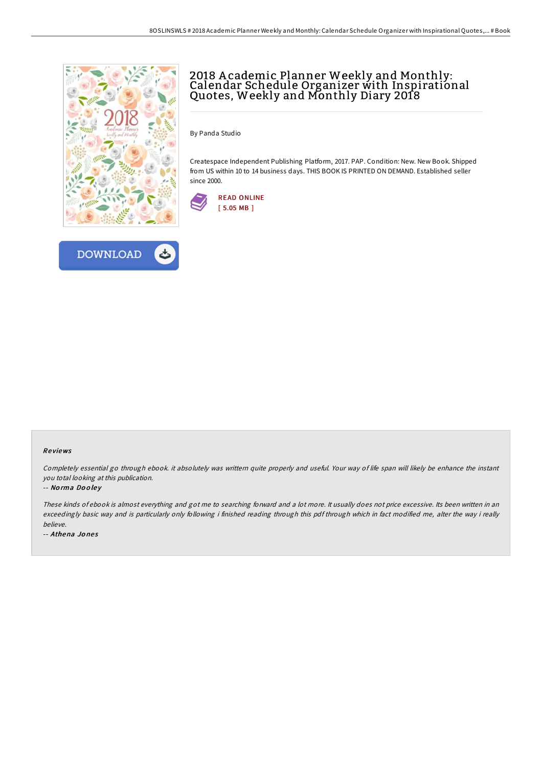# 2018 Academic Planner Weekly and Monthly: Calendar Schedule Organizer with Inspirational Quotes, Weekly and Monthly Diary 2018

By Panda Studio

Createspace Independent Publishing Platform, 2017. PAP. Condition: New. New Book. Shipped from US within 10 to 14 business days. THIS BOOK IS PRINTED ON DEMAND. Established seller since 2000.

READ ONLINE
[ 5.05 MB ]

DOWNLOAD

## Reviews

*Completely essential go through ebook. it absolutely was writtern quite properly and useful. Your way of life span will likely be enhance the instant you total looking at this publication.*

-- *Norma Dooley*

*These kinds of ebook is almost everything and got me to searching forward and a lot more. It usually does not price excessive. Its been written in an exceedingly basic way and is particularly only following i finished reading through this pdf through which in fact modified me, alter the way i really believe.*

-- *Athena Jones*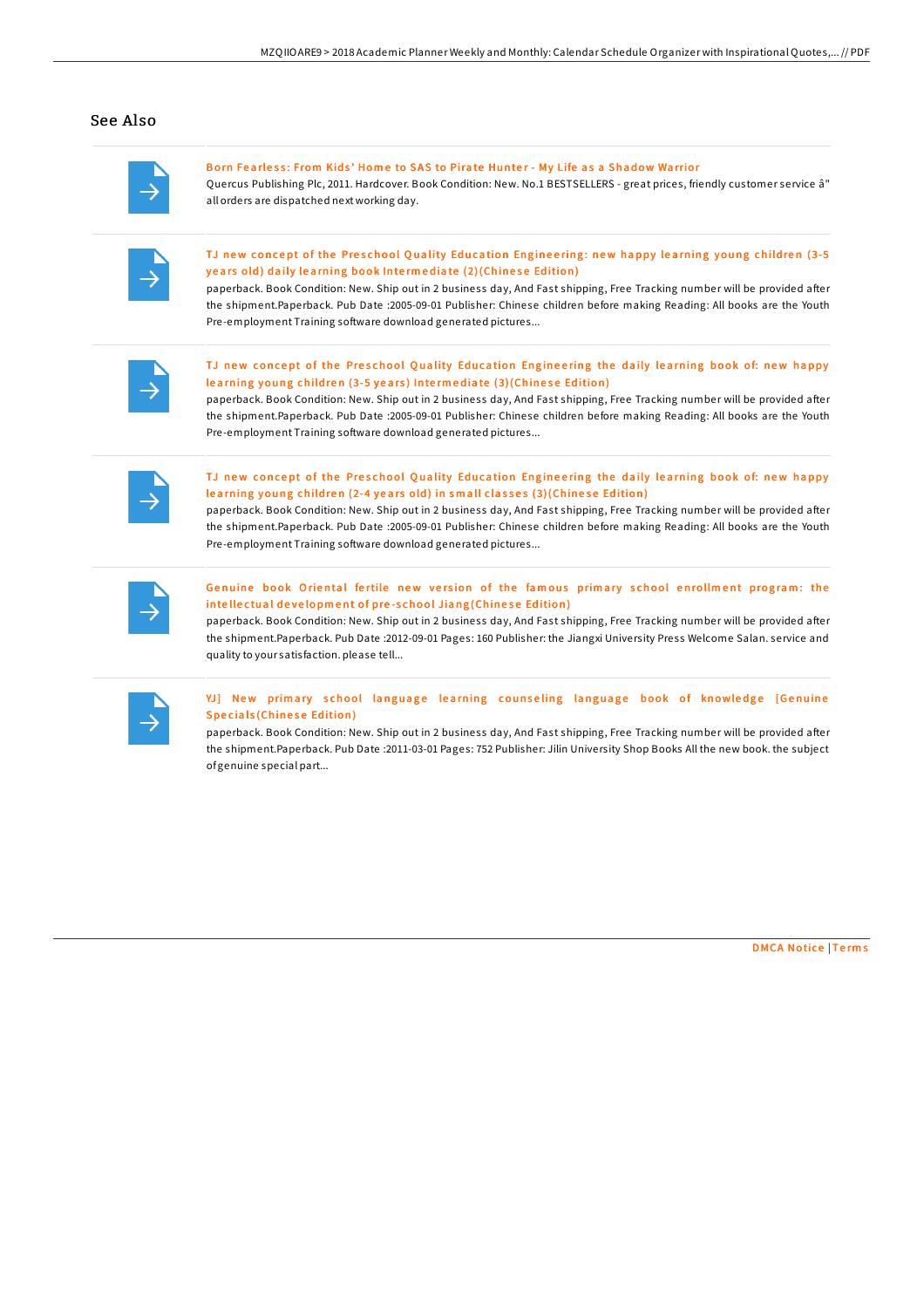## See Also

**Born Fearless: From Kids' Home to SAS to Pirate Hunter - My Life as a Shadow Warrior**

Quercus Publishing Plc, 2011. Hardcover. Book Condition: New. No.1 BESTSELLERS - great prices, friendly customer service â" all orders are dispatched next working day.

**TJ new concept of the Preschool Quality Education Engineering: new happy learning young children (3-5 years old) daily learning book Intermediate (2)(Chinese Edition)**

paperback. Book Condition: New. Ship out in 2 business day, And Fast shipping, Free Tracking number will be provided after the shipment.Paperback. Pub Date :2005-09-01 Publisher: Chinese children before making Reading: All books are the Youth Pre-employment Training software download generated pictures...

**TJ new concept of the Preschool Quality Education Engineering the daily learning book of: new happy learning young children (3-5 years) Intermediate (3)(Chinese Edition)**

paperback. Book Condition: New. Ship out in 2 business day, And Fast shipping, Free Tracking number will be provided after the shipment.Paperback. Pub Date :2005-09-01 Publisher: Chinese children before making Reading: All books are the Youth Pre-employment Training software download generated pictures...

**TJ new concept of the Preschool Quality Education Engineering the daily learning book of: new happy learning young children (2-4 years old) in small classes (3)(Chinese Edition)**

paperback. Book Condition: New. Ship out in 2 business day, And Fast shipping, Free Tracking number will be provided after the shipment.Paperback. Pub Date :2005-09-01 Publisher: Chinese children before making Reading: All books are the Youth Pre-employment Training software download generated pictures...

**Genuine book Oriental fertile new version of the famous primary school enrollment program: the intellectual development of pre-school Jiang(Chinese Edition)**

paperback. Book Condition: New. Ship out in 2 business day, And Fast shipping, Free Tracking number will be provided after the shipment.Paperback. Pub Date :2012-09-01 Pages: 160 Publisher: the Jiangxi University Press Welcome Salan. service and quality to your satisfaction. please tell...

**YJ] New primary school language learning counseling language book of knowledge [Genuine Specials(Chinese Edition)**

paperback. Book Condition: New. Ship out in 2 business day, And Fast shipping, Free Tracking number will be provided after the shipment.Paperback. Pub Date :2011-03-01 Pages: 752 Publisher: Jilin University Shop Books All the new book. the subject of genuine special part...